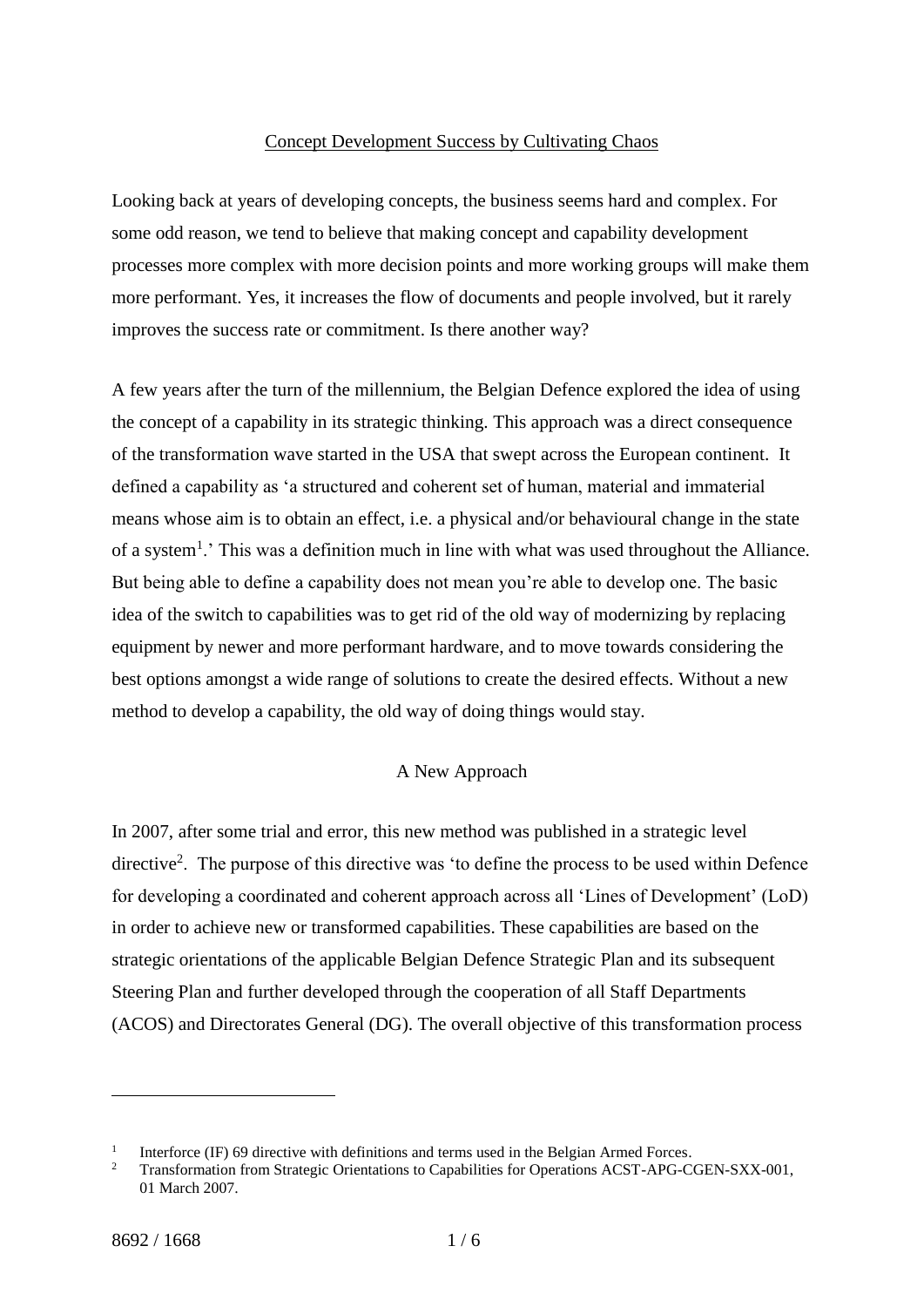# Concept Development Success by Cultivating Chaos

Looking back at years of developing concepts, the business seems hard and complex. For some odd reason, we tend to believe that making concept and capability development processes more complex with more decision points and more working groups will make them more performant. Yes, it increases the flow of documents and people involved, but it rarely improves the success rate or commitment. Is there another way?

A few years after the turn of the millennium, the Belgian Defence explored the idea of using the concept of a capability in its strategic thinking. This approach was a direct consequence of the transformation wave started in the USA that swept across the European continent. It defined a capability as 'a structured and coherent set of human, material and immaterial means whose aim is to obtain an effect, i.e. a physical and/or behavioural change in the state of a system[1].' This was a definition much in line with what was used throughout the Alliance. But being able to define a capability does not mean you're able to develop one. The basic idea of the switch to capabilities was to get rid of the old way of modernizing by replacing equipment by newer and more performant hardware, and to move towards considering the best options amongst a wide range of solutions to create the desired effects. Without a new method to develop a capability, the old way of doing things would stay.

## A New Approach

In 2007, after some trial and error, this new method was published in a strategic level directive[2]. The purpose of this directive was 'to define the process to be used within Defence for developing a coordinated and coherent approach across all 'Lines of Development' (LoD) in order to achieve new or transformed capabilities. These capabilities are based on the strategic orientations of the applicable Belgian Defence Strategic Plan and its subsequent Steering Plan and further developed through the cooperation of all Staff Departments (ACOS) and Directorates General (DG). The overall objective of this transformation process

---

[1] Interforce (IF) 69 directive with definitions and terms used in the Belgian Armed Forces.

[2] Transformation from Strategic Orientations to Capabilities for Operations ACST-APG-CGEN-SXX-001, 01 March 2007.

8692 / 1668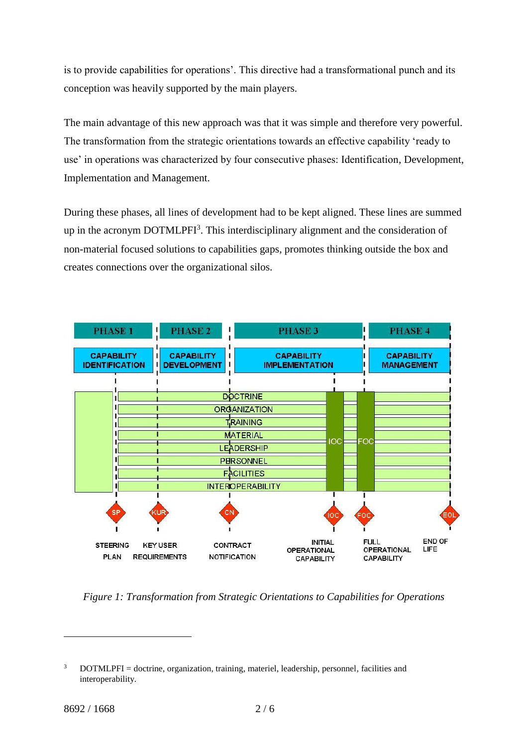is to provide capabilities for operations'. This directive had a transformational punch and its conception was heavily supported by the main players.

The main advantage of this new approach was that it was simple and therefore very powerful. The transformation from the strategic orientations towards an effective capability 'ready to use' in operations was characterized by four consecutive phases: Identification, Development, Implementation and Management.

During these phases, all lines of development had to be kept aligned. These lines are summed up in the acronym DOTMLPFI[3]. This interdisciplinary alignment and the consideration of non-material focused solutions to capabilities gaps, promotes thinking outside the box and creates connections over the organizational silos.

PHASE 1 — CAPABILITY IDENTIFICATION
PHASE 2 — CAPABILITY DEVELOPMENT
PHASE 3 — CAPABILITY IMPLEMENTATION
PHASE 4 — CAPABILITY MANAGEMENT

DOCTRINE
ORGANIZATION
TRAINING
MATERIAL
LEADERSHIP
PERSONNEL
FACILITIES
INTEROPERABILITY

IOC FOC

SP — STEERING PLAN
KUR — KEY USER REQUIREMENTS
CN — CONTRACT NOTIFICATION
IOC — INITIAL OPERATIONAL CAPABILITY
FOC — FULL OPERATIONAL CAPABILITY
EOL — END OF LIFE

*Figure 1: Transformation from Strategic Orientations to Capabilities for Operations*

[3] DOTMLPFI = doctrine, organization, training, materiel, leadership, personnel, facilities and interoperability.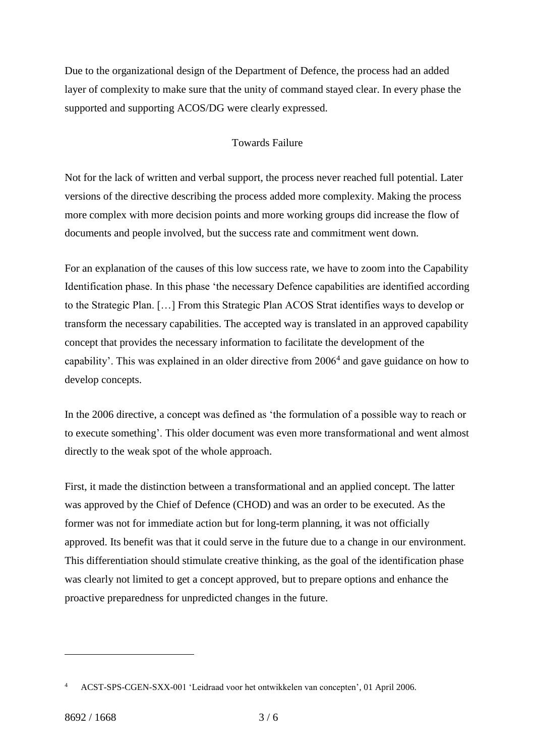Due to the organizational design of the Department of Defence, the process had an added layer of complexity to make sure that the unity of command stayed clear. In every phase the supported and supporting ACOS/DG were clearly expressed.

## Towards Failure

Not for the lack of written and verbal support, the process never reached full potential. Later versions of the directive describing the process added more complexity. Making the process more complex with more decision points and more working groups did increase the flow of documents and people involved, but the success rate and commitment went down.

For an explanation of the causes of this low success rate, we have to zoom into the Capability Identification phase. In this phase 'the necessary Defence capabilities are identified according to the Strategic Plan. […] From this Strategic Plan ACOS Strat identifies ways to develop or transform the necessary capabilities. The accepted way is translated in an approved capability concept that provides the necessary information to facilitate the development of the capability'. This was explained in an older directive from 2006[4] and gave guidance on how to develop concepts.

In the 2006 directive, a concept was defined as 'the formulation of a possible way to reach or to execute something'. This older document was even more transformational and went almost directly to the weak spot of the whole approach.

First, it made the distinction between a transformational and an applied concept. The latter was approved by the Chief of Defence (CHOD) and was an order to be executed. As the former was not for immediate action but for long-term planning, it was not officially approved. Its benefit was that it could serve in the future due to a change in our environment. This differentiation should stimulate creative thinking, as the goal of the identification phase was clearly not limited to get a concept approved, but to prepare options and enhance the proactive preparedness for unpredicted changes in the future.

---

[4] ACST-SPS-CGEN-SXX-001 'Leidraad voor het ontwikkelen van concepten', 01 April 2006.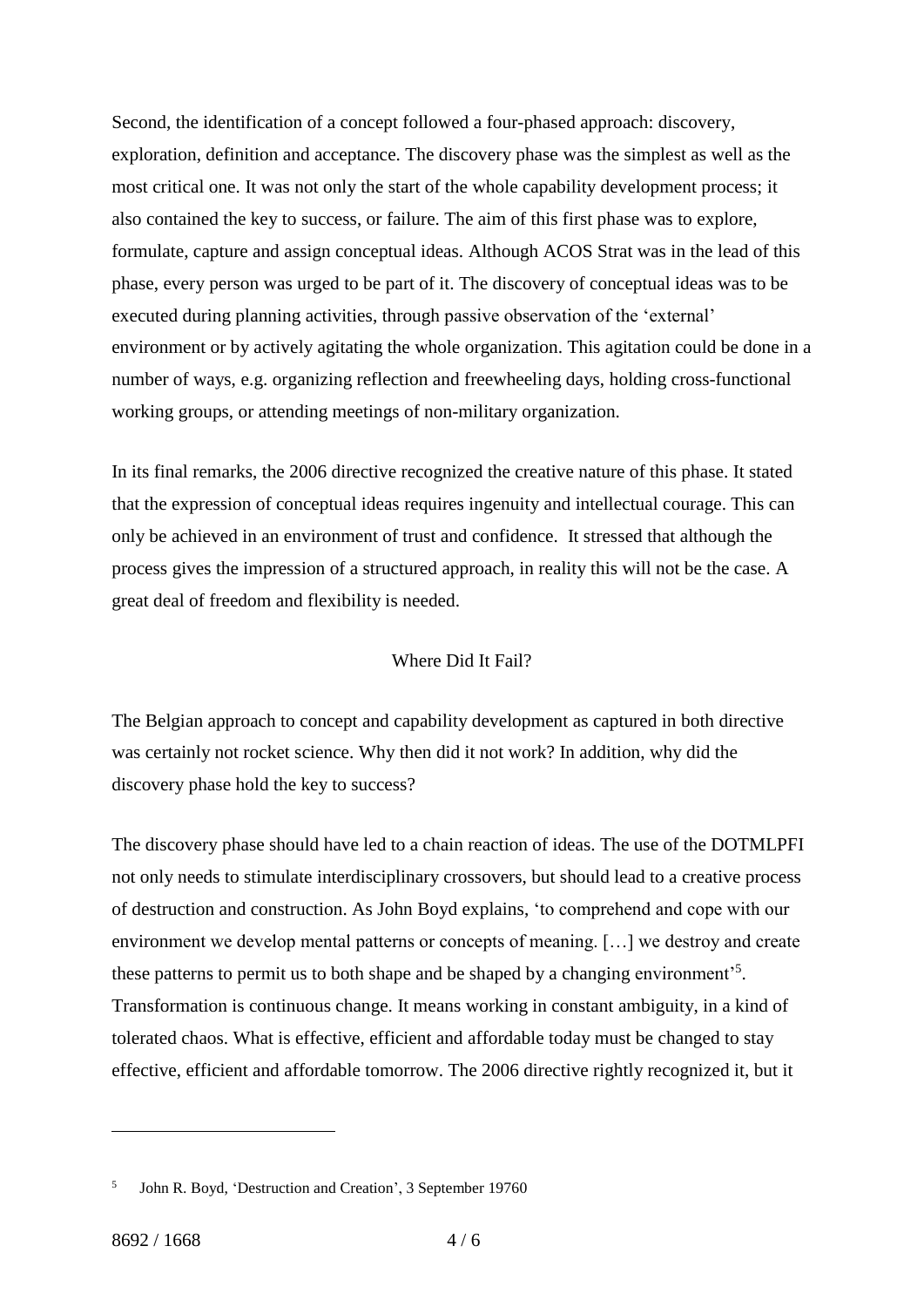Second, the identification of a concept followed a four-phased approach: discovery, exploration, definition and acceptance. The discovery phase was the simplest as well as the most critical one. It was not only the start of the whole capability development process; it also contained the key to success, or failure. The aim of this first phase was to explore, formulate, capture and assign conceptual ideas. Although ACOS Strat was in the lead of this phase, every person was urged to be part of it. The discovery of conceptual ideas was to be executed during planning activities, through passive observation of the 'external' environment or by actively agitating the whole organization. This agitation could be done in a number of ways, e.g. organizing reflection and freewheeling days, holding cross-functional working groups, or attending meetings of non-military organization.

In its final remarks, the 2006 directive recognized the creative nature of this phase. It stated that the expression of conceptual ideas requires ingenuity and intellectual courage. This can only be achieved in an environment of trust and confidence. It stressed that although the process gives the impression of a structured approach, in reality this will not be the case. A great deal of freedom and flexibility is needed.

## Where Did It Fail?

The Belgian approach to concept and capability development as captured in both directive was certainly not rocket science. Why then did it not work? In addition, why did the discovery phase hold the key to success?

The discovery phase should have led to a chain reaction of ideas. The use of the DOTMLPFI not only needs to stimulate interdisciplinary crossovers, but should lead to a creative process of destruction and construction. As John Boyd explains, 'to comprehend and cope with our environment we develop mental patterns or concepts of meaning. […] we destroy and create these patterns to permit us to both shape and be shaped by a changing environment'[5]. Transformation is continuous change. It means working in constant ambiguity, in a kind of tolerated chaos. What is effective, efficient and affordable today must be changed to stay effective, efficient and affordable tomorrow. The 2006 directive rightly recognized it, but it

---

[5] John R. Boyd, 'Destruction and Creation', 3 September 19760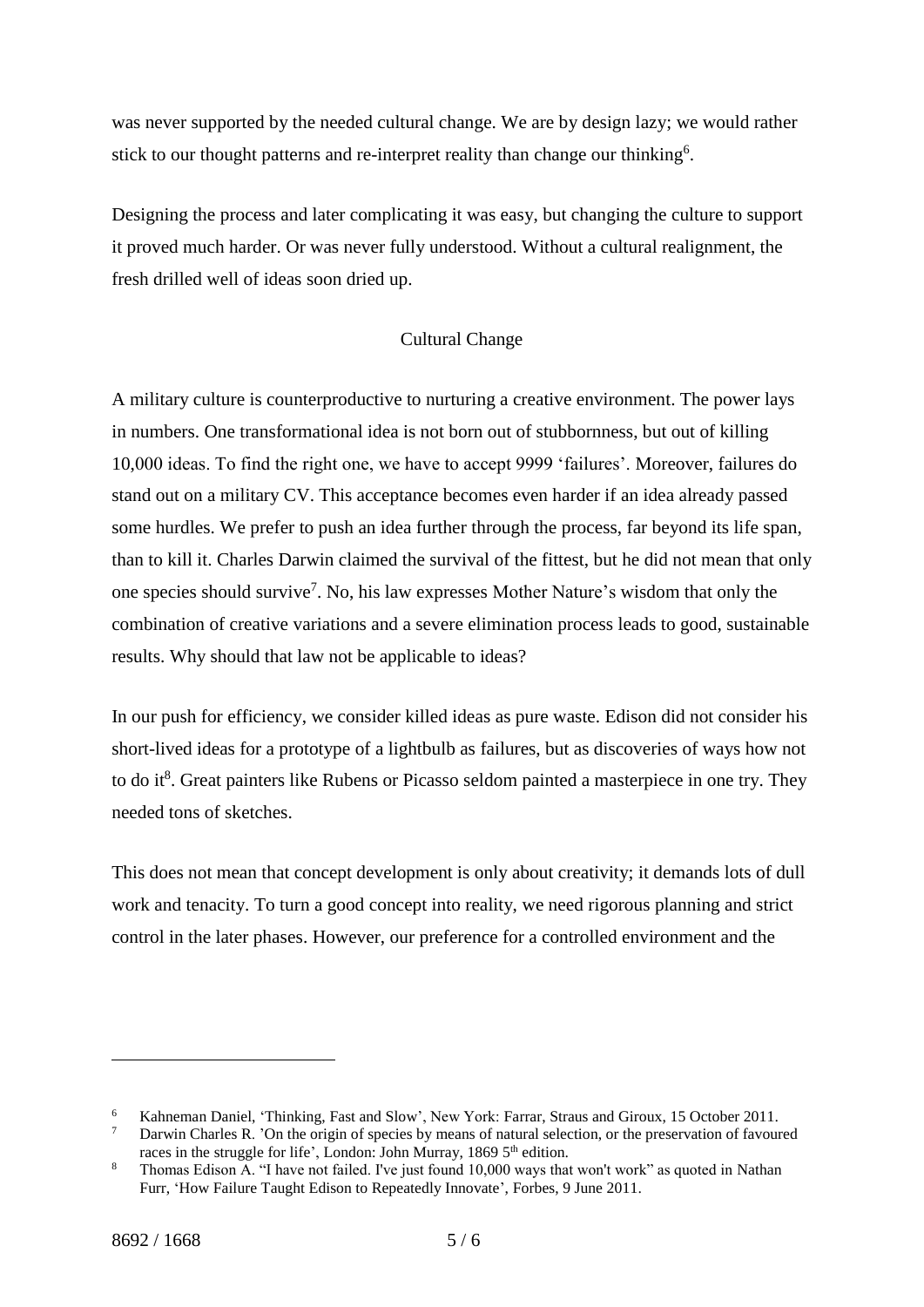was never supported by the needed cultural change. We are by design lazy; we would rather stick to our thought patterns and re-interpret reality than change our thinking[6].

Designing the process and later complicating it was easy, but changing the culture to support it proved much harder. Or was never fully understood. Without a cultural realignment, the fresh drilled well of ideas soon dried up.

## Cultural Change

A military culture is counterproductive to nurturing a creative environment. The power lays in numbers. One transformational idea is not born out of stubbornness, but out of killing 10,000 ideas. To find the right one, we have to accept 9999 'failures'. Moreover, failures do stand out on a military CV. This acceptance becomes even harder if an idea already passed some hurdles. We prefer to push an idea further through the process, far beyond its life span, than to kill it. Charles Darwin claimed the survival of the fittest, but he did not mean that only one species should survive[7]. No, his law expresses Mother Nature's wisdom that only the combination of creative variations and a severe elimination process leads to good, sustainable results. Why should that law not be applicable to ideas?

In our push for efficiency, we consider killed ideas as pure waste. Edison did not consider his short-lived ideas for a prototype of a lightbulb as failures, but as discoveries of ways how not to do it[8]. Great painters like Rubens or Picasso seldom painted a masterpiece in one try. They needed tons of sketches.

This does not mean that concept development is only about creativity; it demands lots of dull work and tenacity. To turn a good concept into reality, we need rigorous planning and strict control in the later phases. However, our preference for a controlled environment and the

---

[6] Kahneman Daniel, 'Thinking, Fast and Slow', New York: Farrar, Straus and Giroux, 15 October 2011.

[7] Darwin Charles R. 'On the origin of species by means of natural selection, or the preservation of favoured races in the struggle for life', London: John Murray, 1869 5th edition.

[8] Thomas Edison A. "I have not failed. I've just found 10,000 ways that won't work" as quoted in Nathan Furr, 'How Failure Taught Edison to Repeatedly Innovate', Forbes, 9 June 2011.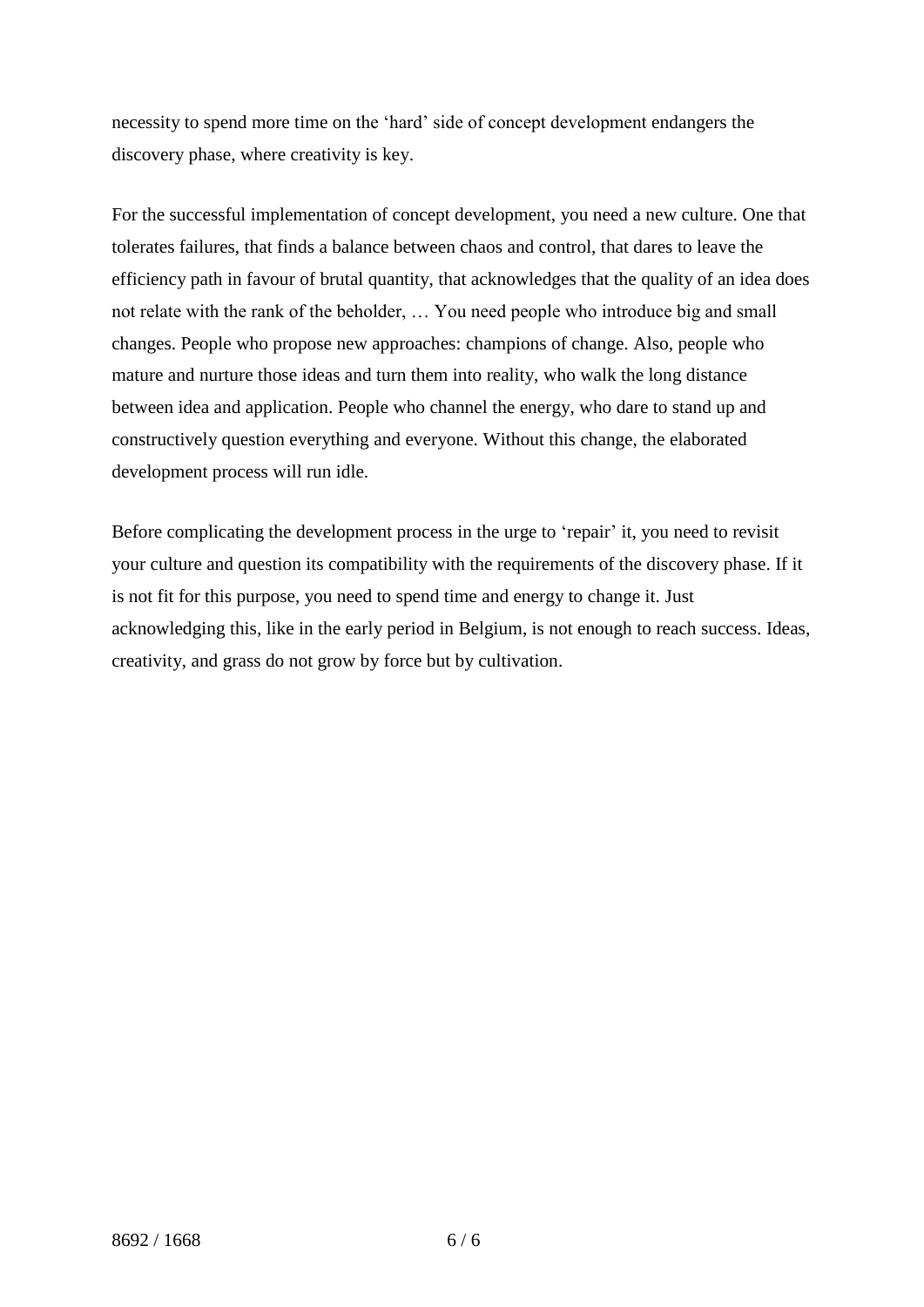necessity to spend more time on the 'hard' side of concept development endangers the discovery phase, where creativity is key.

For the successful implementation of concept development, you need a new culture. One that tolerates failures, that finds a balance between chaos and control, that dares to leave the efficiency path in favour of brutal quantity, that acknowledges that the quality of an idea does not relate with the rank of the beholder, … You need people who introduce big and small changes. People who propose new approaches: champions of change. Also, people who mature and nurture those ideas and turn them into reality, who walk the long distance between idea and application. People who channel the energy, who dare to stand up and constructively question everything and everyone. Without this change, the elaborated development process will run idle.

Before complicating the development process in the urge to 'repair' it, you need to revisit your culture and question its compatibility with the requirements of the discovery phase. If it is not fit for this purpose, you need to spend time and energy to change it. Just acknowledging this, like in the early period in Belgium, is not enough to reach success. Ideas, creativity, and grass do not grow by force but by cultivation.